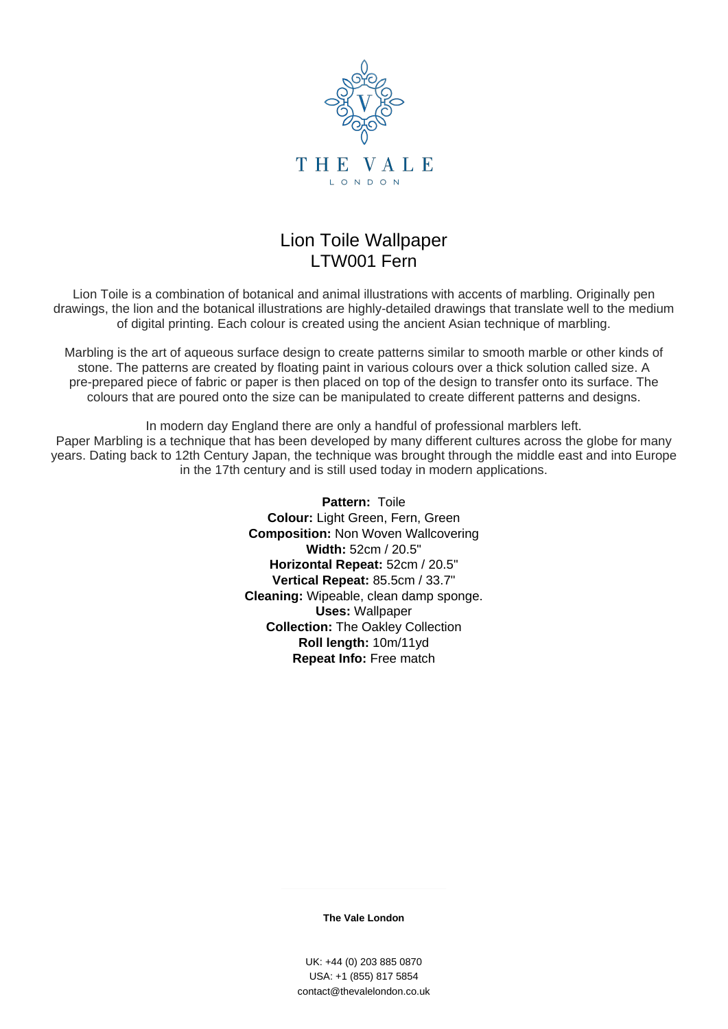THE VALE

LONDON

# Lion Toile Wallpaper
## LTW001 Fern

Lion Toile is a combination of botanical and animal illustrations with accents of marbling. Originally pen drawings, the lion and the botanical illustrations are highly-detailed drawings that translate well to the medium of digital printing. Each colour is created using the ancient Asian technique of marbling.

Marbling is the art of aqueous surface design to create patterns similar to smooth marble or other kinds of stone. The patterns are created by floating paint in various colours over a thick solution called size. A pre-prepared piece of fabric or paper is then placed on top of the design to transfer onto its surface. The colours that are poured onto the size can be manipulated to create different patterns and designs.

In modern day England there are only a handful of professional marblers left.
Paper Marbling is a technique that has been developed by many different cultures across the globe for many years. Dating back to 12th Century Japan, the technique was brought through the middle east and into Europe in the 17th century and is still used today in modern applications.

**Pattern:** Toile
**Colour:** Light Green, Fern, Green
**Composition:** Non Woven Wallcovering
**Width:** 52cm / 20.5"
**Horizontal Repeat:** 52cm / 20.5"
**Vertical Repeat:** 85.5cm / 33.7"
**Cleaning:** Wipeable, clean damp sponge.
**Uses:** Wallpaper
**Collection:** The Oakley Collection
**Roll length:** 10m/11yd
**Repeat Info:** Free match

**The Vale London**

UK: +44 (0) 203 885 0870
USA: +1 (855) 817 5854
contact@thevalelondon.co.uk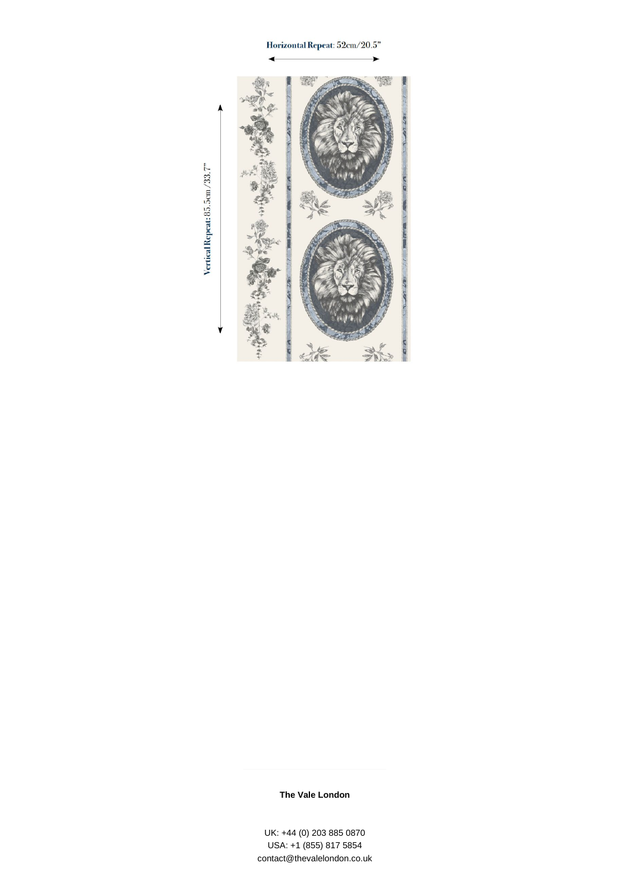Horizontal Repeat: 52cm/20.5"

Vertical Repeat: 85.5cm/33.7"

**The Vale London**

UK: +44 (0) 203 885 0870
USA: +1 (855) 817 5854
contact@thevalelondon.co.uk